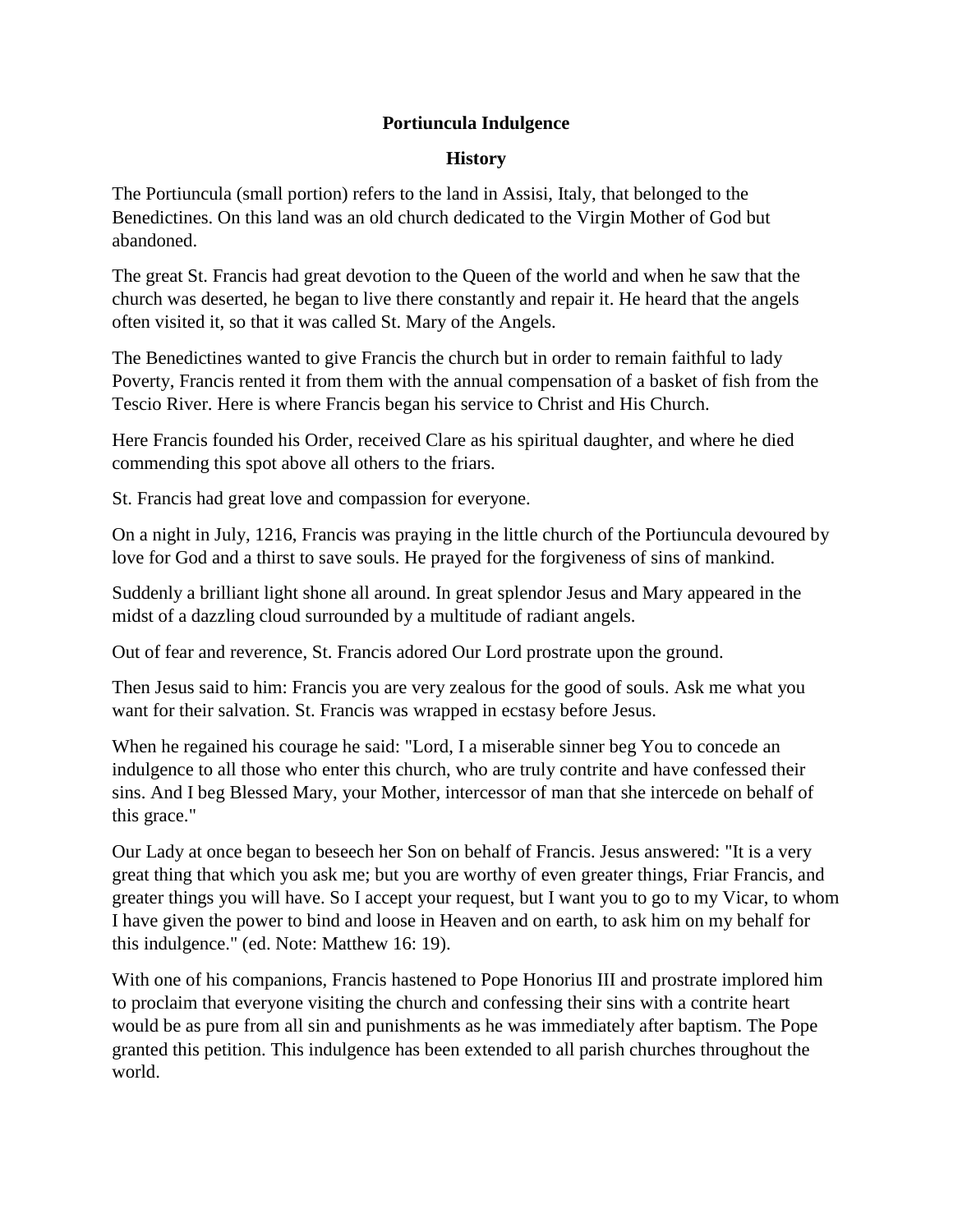# Portiuncula Indulgence

## History

The Portiuncula (small portion) refers to the land in Assisi, Italy, that belonged to the Benedictines. On this land was an old church dedicated to the Virgin Mother of God but abandoned.

The great St. Francis had great devotion to the Queen of the world and when he saw that the church was deserted, he began to live there constantly and repair it. He heard that the angels often visited it, so that it was called St. Mary of the Angels.

The Benedictines wanted to give Francis the church but in order to remain faithful to lady Poverty, Francis rented it from them with the annual compensation of a basket of fish from the Tescio River. Here is where Francis began his service to Christ and His Church.

Here Francis founded his Order, received Clare as his spiritual daughter, and where he died commending this spot above all others to the friars.

St. Francis had great love and compassion for everyone.

On a night in July, 1216, Francis was praying in the little church of the Portiuncula devoured by love for God and a thirst to save souls. He prayed for the forgiveness of sins of mankind.

Suddenly a brilliant light shone all around. In great splendor Jesus and Mary appeared in the midst of a dazzling cloud surrounded by a multitude of radiant angels.

Out of fear and reverence, St. Francis adored Our Lord prostrate upon the ground.

Then Jesus said to him: Francis you are very zealous for the good of souls. Ask me what you want for their salvation. St. Francis was wrapped in ecstasy before Jesus.

When he regained his courage he said: "Lord, I a miserable sinner beg You to concede an indulgence to all those who enter this church, who are truly contrite and have confessed their sins. And I beg Blessed Mary, your Mother, intercessor of man that she intercede on behalf of this grace."

Our Lady at once began to beseech her Son on behalf of Francis. Jesus answered: "It is a very great thing that which you ask me; but you are worthy of even greater things, Friar Francis, and greater things you will have. So I accept your request, but I want you to go to my Vicar, to whom I have given the power to bind and loose in Heaven and on earth, to ask him on my behalf for this indulgence." (ed. Note: Matthew 16: 19).

With one of his companions, Francis hastened to Pope Honorius III and prostrate implored him to proclaim that everyone visiting the church and confessing their sins with a contrite heart would be as pure from all sin and punishments as he was immediately after baptism. The Pope granted this petition. This indulgence has been extended to all parish churches throughout the world.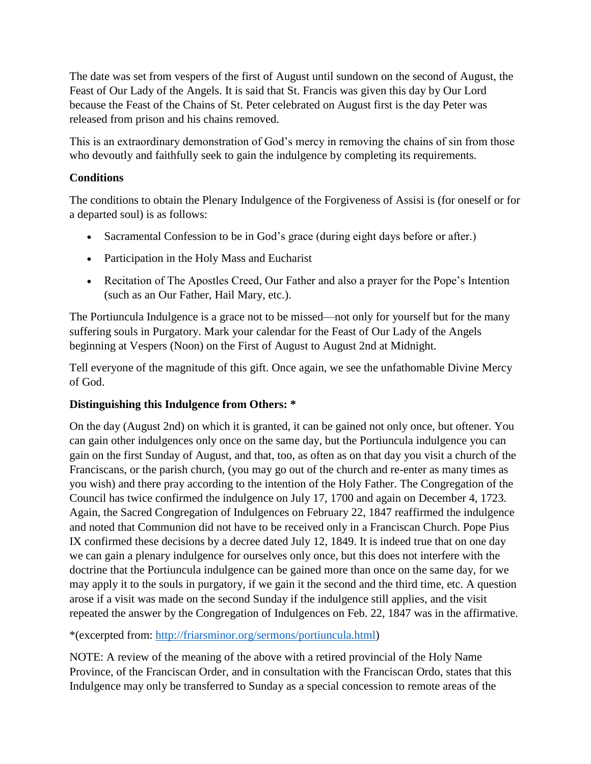The date was set from vespers of the first of August until sundown on the second of August, the Feast of Our Lady of the Angels. It is said that St. Francis was given this day by Our Lord because the Feast of the Chains of St. Peter celebrated on August first is the day Peter was released from prison and his chains removed.

This is an extraordinary demonstration of God's mercy in removing the chains of sin from those who devoutly and faithfully seek to gain the indulgence by completing its requirements.

**Conditions**

The conditions to obtain the Plenary Indulgence of the Forgiveness of Assisi is (for oneself or for a departed soul) is as follows:

- Sacramental Confession to be in God's grace (during eight days before or after.)
- Participation in the Holy Mass and Eucharist
- Recitation of The Apostles Creed, Our Father and also a prayer for the Pope's Intention (such as an Our Father, Hail Mary, etc.).

The Portiuncula Indulgence is a grace not to be missed—not only for yourself but for the many suffering souls in Purgatory. Mark your calendar for the Feast of Our Lady of the Angels beginning at Vespers (Noon) on the First of August to August 2nd at Midnight.

Tell everyone of the magnitude of this gift. Once again, we see the unfathomable Divine Mercy of God.

**Distinguishing this Indulgence from Others: ***

On the day (August 2nd) on which it is granted, it can be gained not only once, but oftener. You can gain other indulgences only once on the same day, but the Portiuncula indulgence you can gain on the first Sunday of August, and that, too, as often as on that day you visit a church of the Franciscans, or the parish church, (you may go out of the church and re-enter as many times as you wish) and there pray according to the intention of the Holy Father. The Congregation of the Council has twice confirmed the indulgence on July 17, 1700 and again on December 4, 1723. Again, the Sacred Congregation of Indulgences on February 22, 1847 reaffirmed the indulgence and noted that Communion did not have to be received only in a Franciscan Church. Pope Pius IX confirmed these decisions by a decree dated July 12, 1849. It is indeed true that on one day we can gain a plenary indulgence for ourselves only once, but this does not interfere with the doctrine that the Portiuncula indulgence can be gained more than once on the same day, for we may apply it to the souls in purgatory, if we gain it the second and the third time, etc. A question arose if a visit was made on the second Sunday if the indulgence still applies, and the visit repeated the answer by the Congregation of Indulgences on Feb. 22, 1847 was in the affirmative.

*(excerpted from: [http://friarsminor.org/sermons/portiuncula.html](http://friarsminor.org/sermons/portiuncula.html))

NOTE: A review of the meaning of the above with a retired provincial of the Holy Name Province, of the Franciscan Order, and in consultation with the Franciscan Ordo, states that this Indulgence may only be transferred to Sunday as a special concession to remote areas of the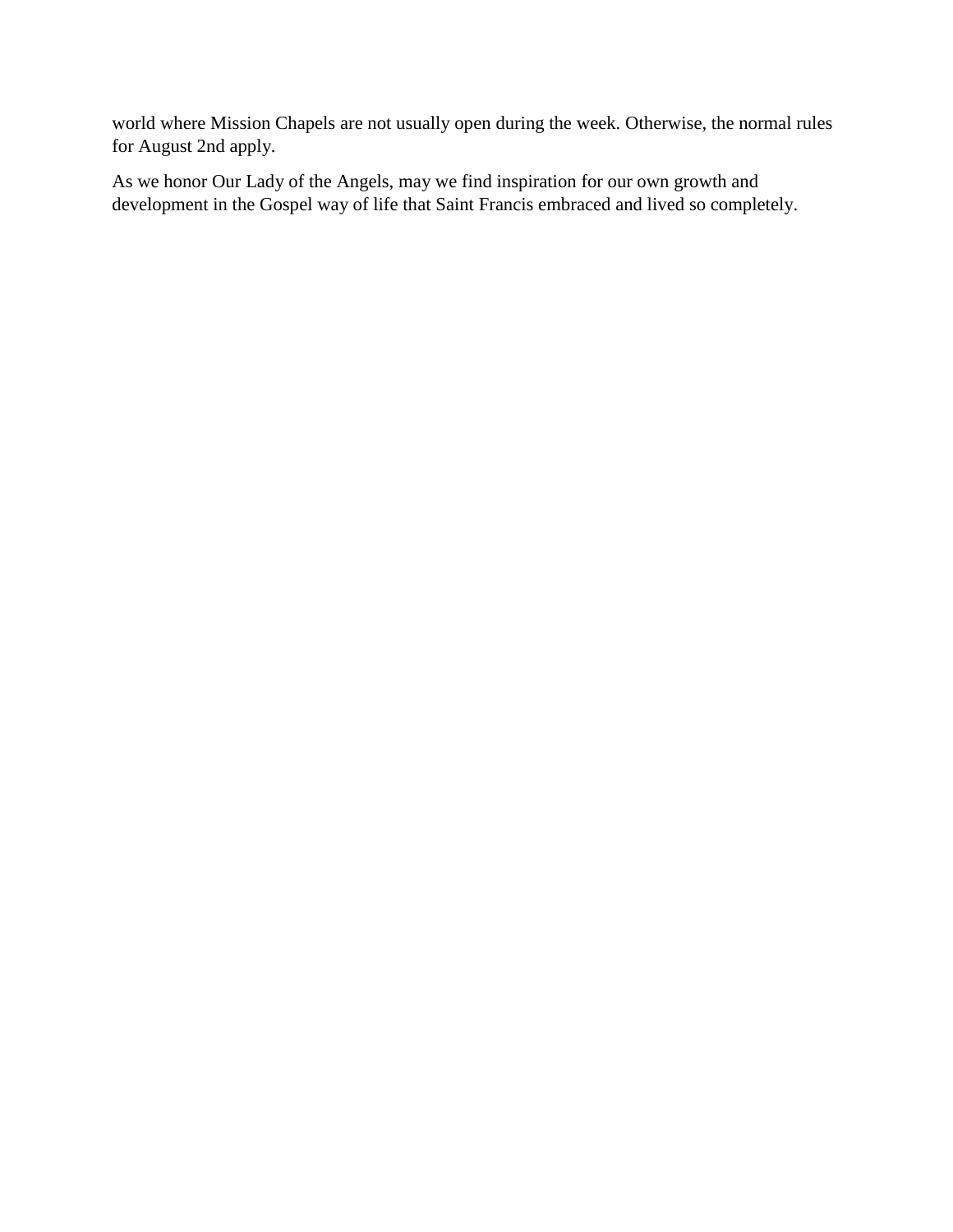world where Mission Chapels are not usually open during the week. Otherwise, the normal rules for August 2nd apply.

As we honor Our Lady of the Angels, may we find inspiration for our own growth and development in the Gospel way of life that Saint Francis embraced and lived so completely.